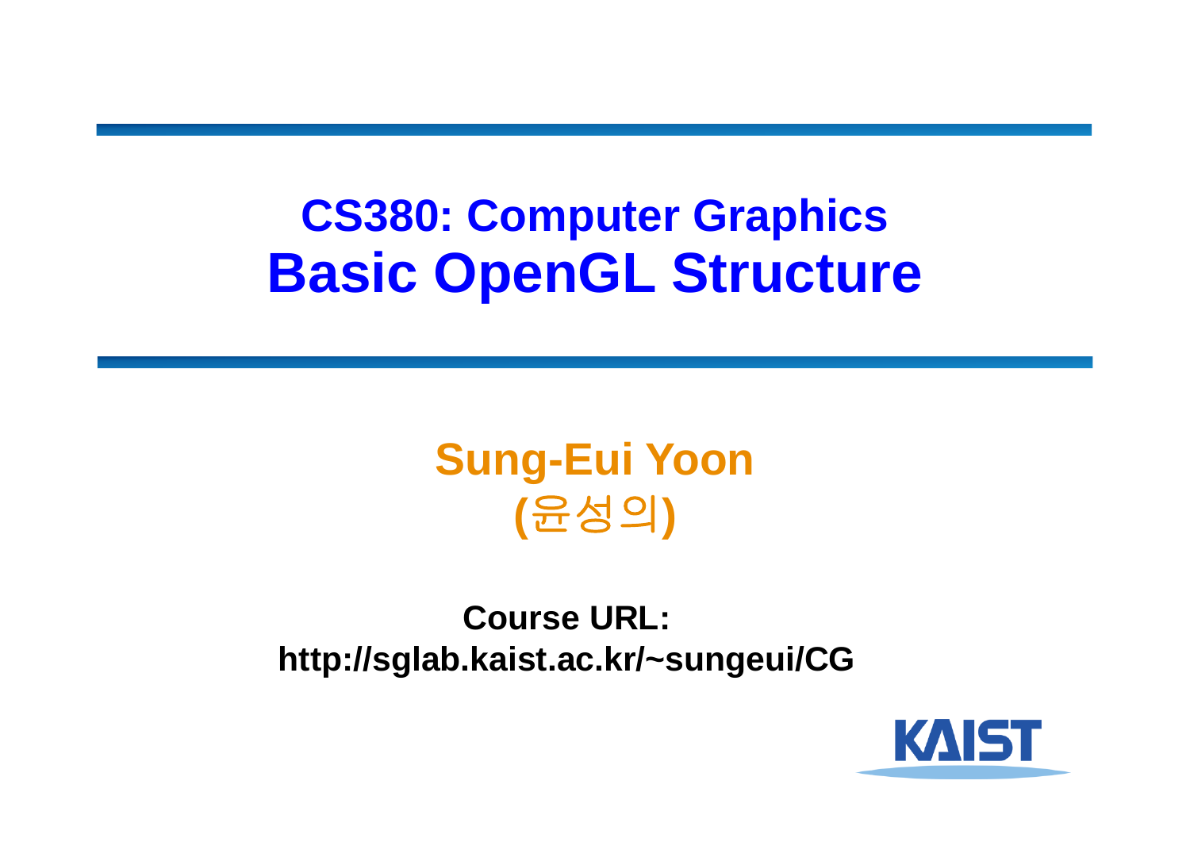# CS380: Computer Graphics
# Basic OpenGL Structure

**Sung-Eui Yoon**
**(윤성의)**

**Course URL:**
**http://sglab.kaist.ac.kr/~sungeui/CG**

KAIST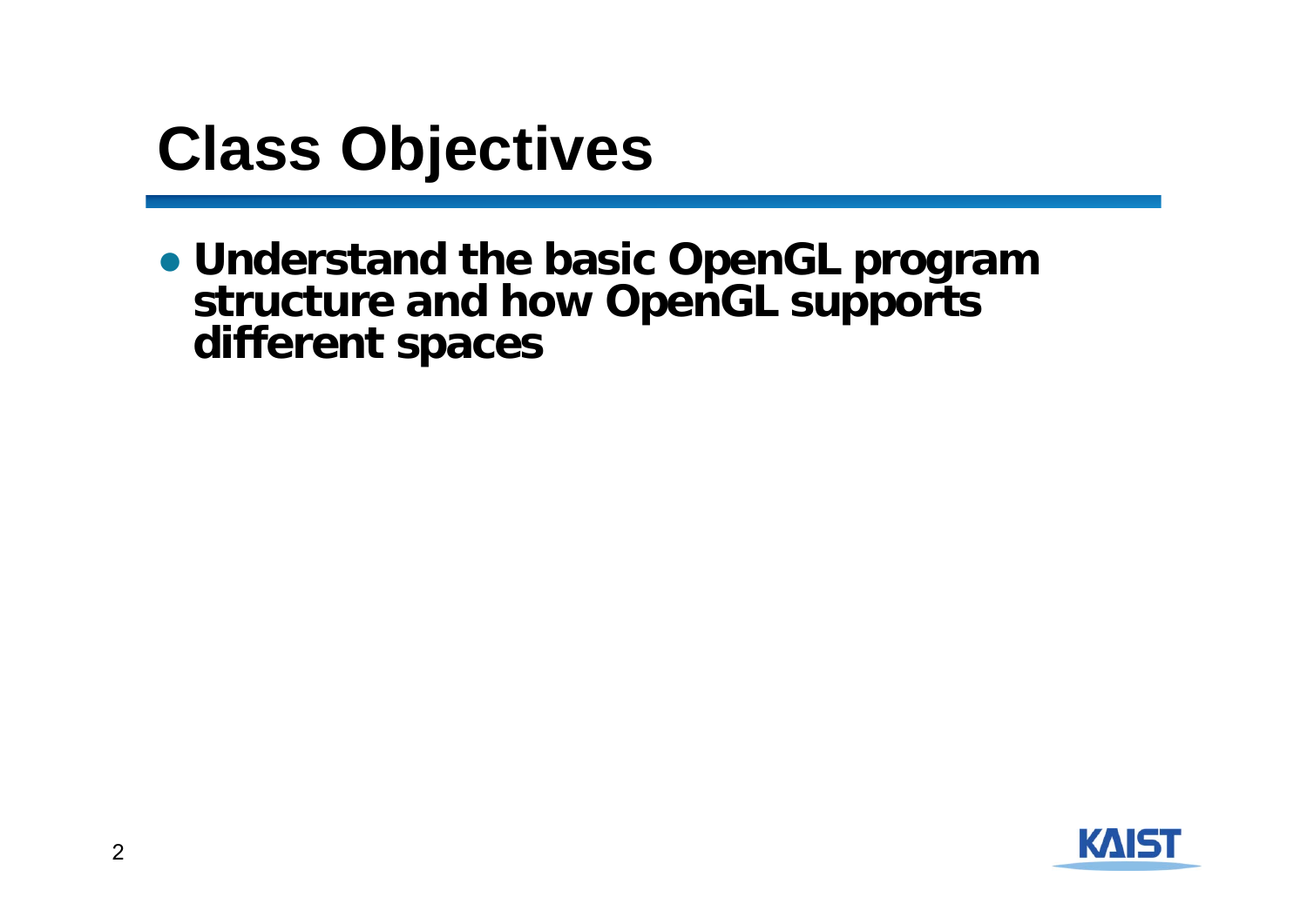# Class Objectives

- **Understand the basic OpenGL program structure and how OpenGL supports different spaces**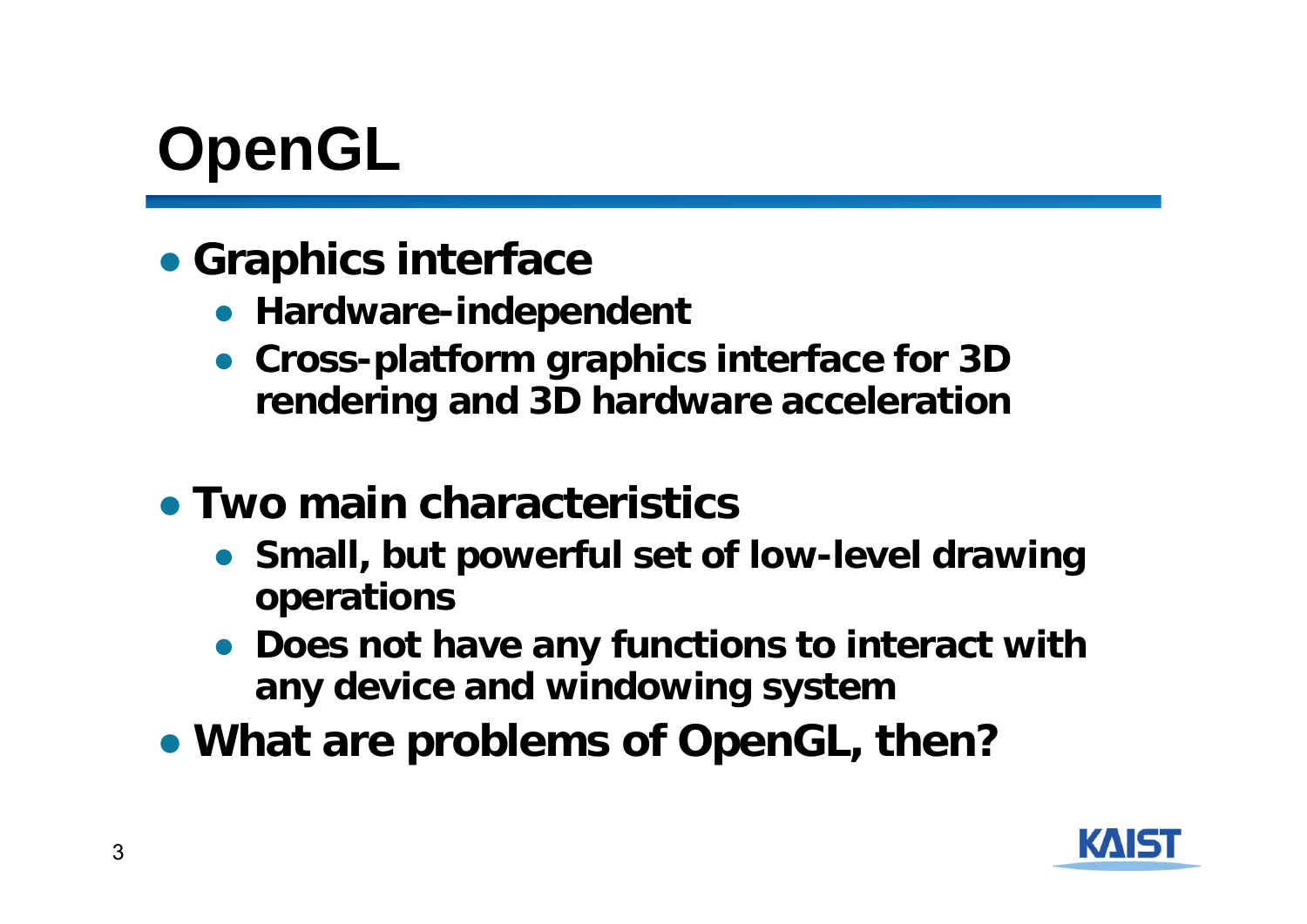# OpenGL

- **Graphics interface**
  - **Hardware-independent**
  - **Cross-platform graphics interface for 3D rendering and 3D hardware acceleration**
- **Two main characteristics**
  - **Small, but powerful set of low-level drawing operations**
  - **Does not have any functions to interact with any device and windowing system**
- **What are problems of OpenGL, then?**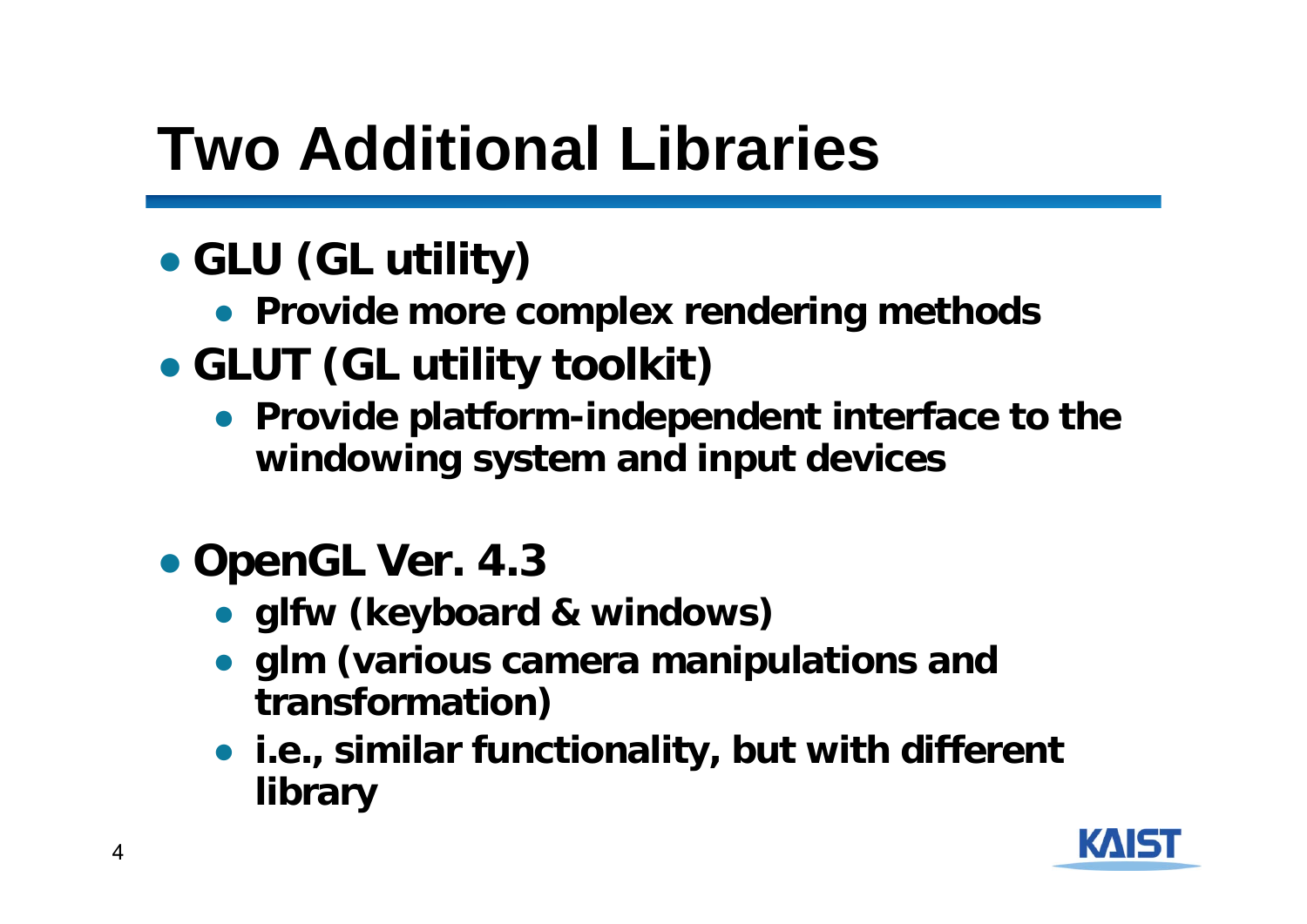# Two Additional Libraries

- **GLU (GL utility)**
  - **Provide more complex rendering methods**
- **GLUT (GL utility toolkit)**
  - **Provide platform-independent interface to the windowing system and input devices**

- **OpenGL Ver. 4.3**
  - **glfw (keyboard & windows)**
  - **glm (various camera manipulations and transformation)**
  - **i.e., similar functionality, but with different library**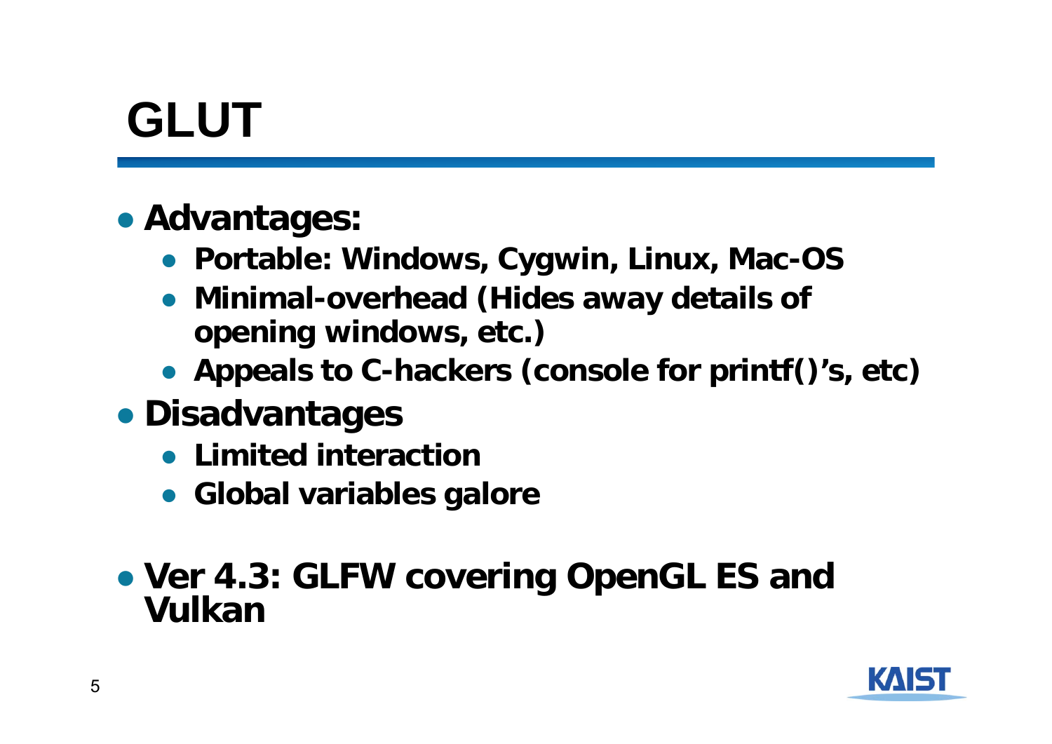# GLUT

- **Advantages:**
  - **Portable: Windows, Cygwin, Linux, Mac-OS**
  - **Minimal-overhead (Hides away details of opening windows, etc.)**
  - **Appeals to C-hackers (console for printf()'s, etc)**
- **Disadvantages**
  - **Limited interaction**
  - **Global variables galore**

- **Ver 4.3: GLFW covering OpenGL ES and Vulkan**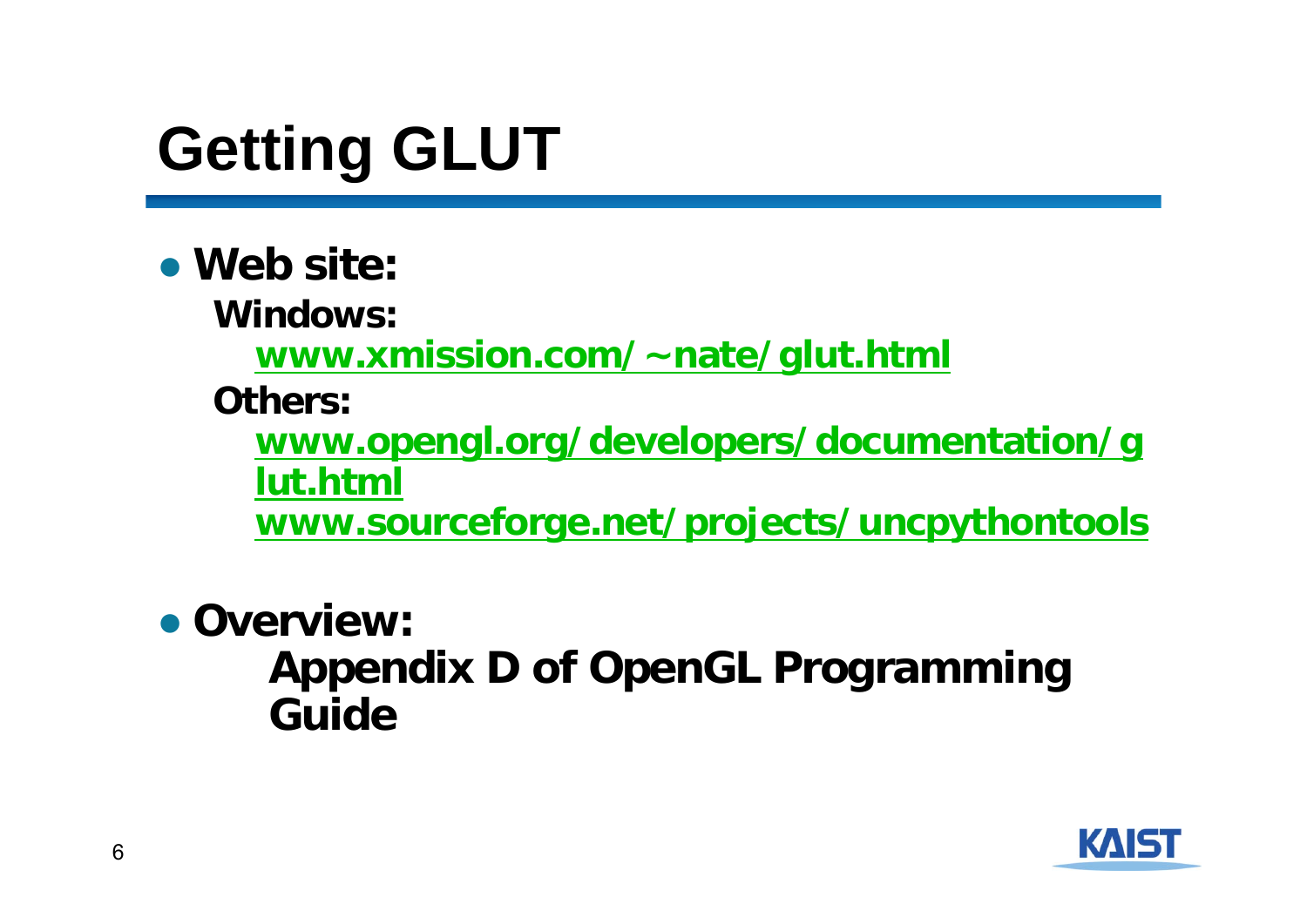# Getting GLUT

- **Web site:**

  **Windows:**

  [www.xmission.com/~nate/glut.html](www.xmission.com/~nate/glut.html)

  **Others:**

  [www.opengl.org/developers/documentation/glut.html](www.opengl.org/developers/documentation/glut.html)

  [www.sourceforge.net/projects/uncpythontools](www.sourceforge.net/projects/uncpythontools)

- **Overview:**

  **Appendix D of OpenGL Programming Guide**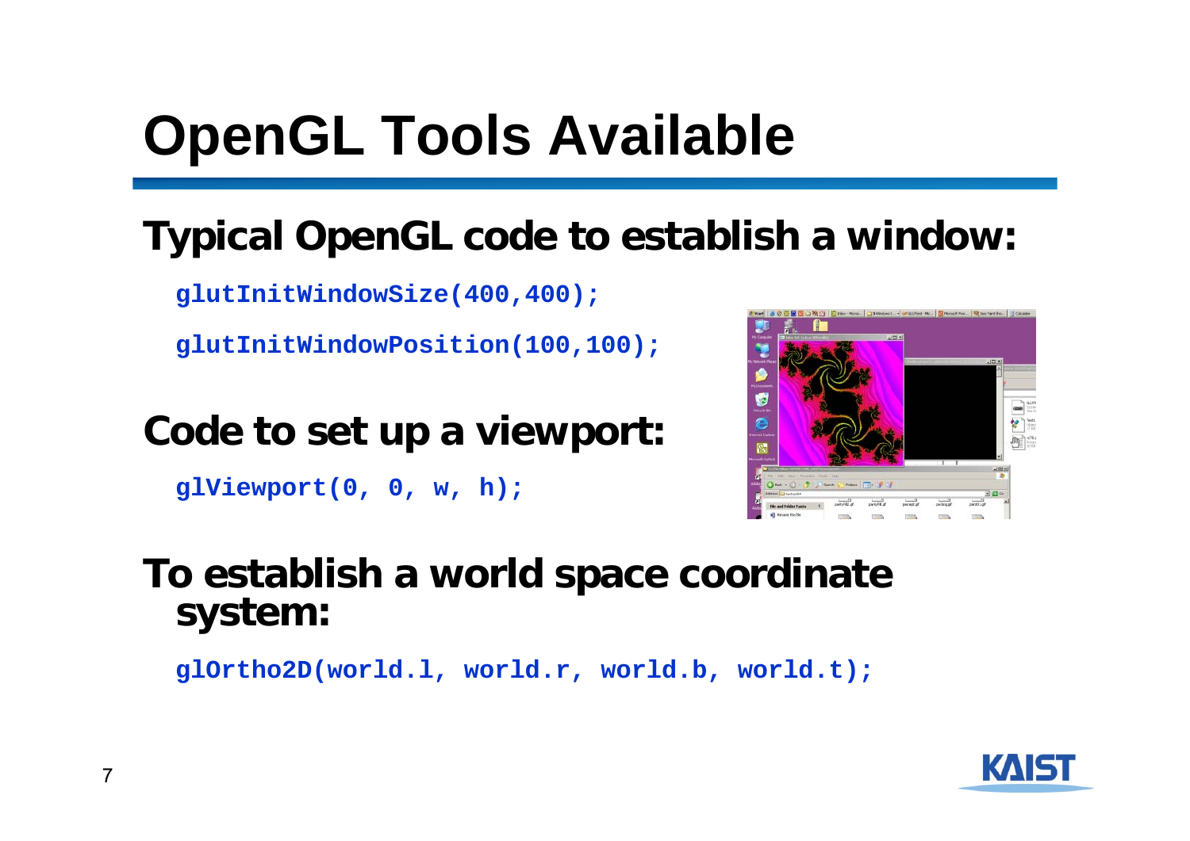# OpenGL Tools Available

## Typical OpenGL code to establish a window:

```
glutInitWindowSize(400,400);
glutInitWindowPosition(100,100);
```

## Code to set up a viewport:

```
glViewport(0, 0, w, h);
```

## To establish a world space coordinate system:

```
glOrtho2D(world.l, world.r, world.b, world.t);
```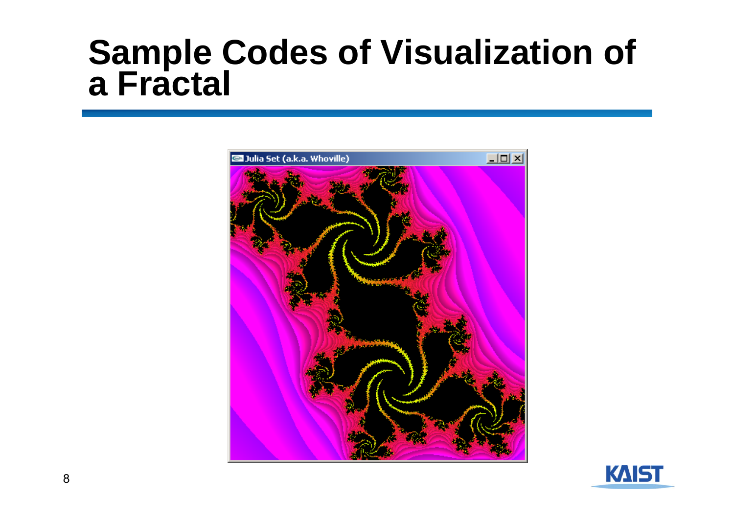# Sample Codes of Visualization of a Fractal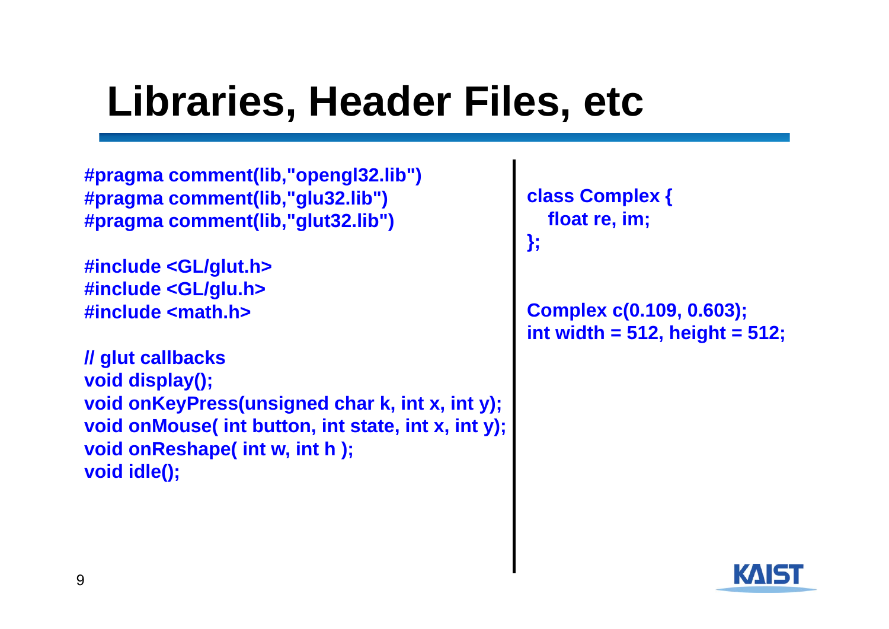# Libraries, Header Files, etc

```
#pragma comment(lib,"opengl32.lib")
#pragma comment(lib,"glu32.lib")
#pragma comment(lib,"glut32.lib")

#include <GL/glut.h>
#include <GL/glu.h>
#include <math.h>

// glut callbacks
void display();
void onKeyPress(unsigned char k, int x, int y);
void onMouse( int button, int state, int x, int y);
void onReshape( int w, int h );
void idle();
```

```
class Complex {
   float re, im;
};

Complex c(0.109, 0.603);
int width = 512, height = 512;
```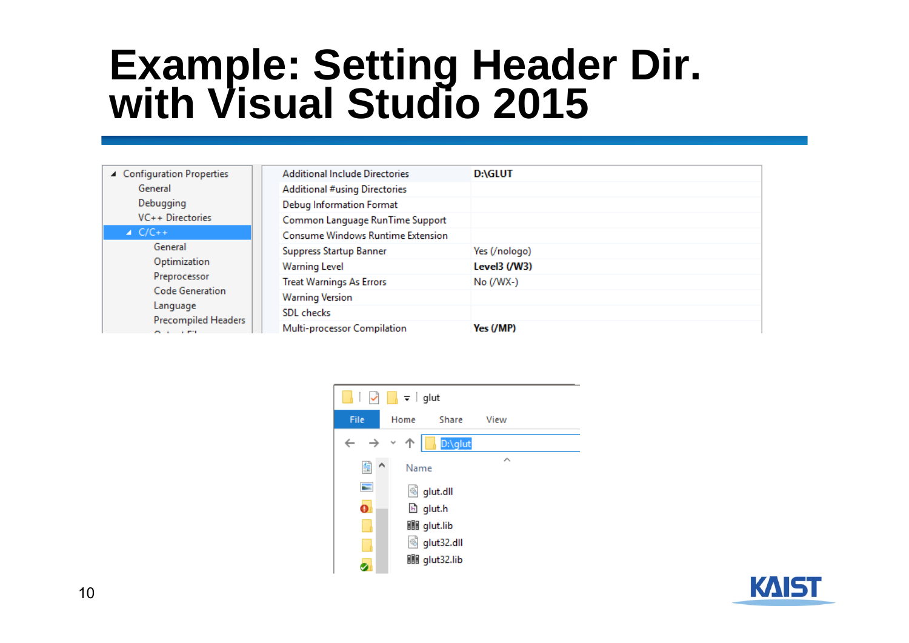# Example: Setting Header Dir. with Visual Studio 2015

- Configuration Properties
  - General
  - Debugging
  - VC++ Directories
  - C/C++
    - General
    - Optimization
    - Preprocessor
    - Code Generation
    - Language
    - Precompiled Headers

| | |
|---|---|
| Additional Include Directories | **D:\GLUT** |
| Additional #using Directories | |
| Debug Information Format | |
| Common Language RunTime Support | |
| Consume Windows Runtime Extension | |
| Suppress Startup Banner | Yes (/nologo) |
| Warning Level | **Level3 (/W3)** |
| Treat Warnings As Errors | No (/WX-) |
| Warning Version | |
| SDL checks | |
| Multi-processor Compilation | **Yes (/MP)** |

glut

File | Home | Share | View

D:\glut

Name

- glut.dll
- glut.h
- glut.lib
- glut32.dll
- glut32.lib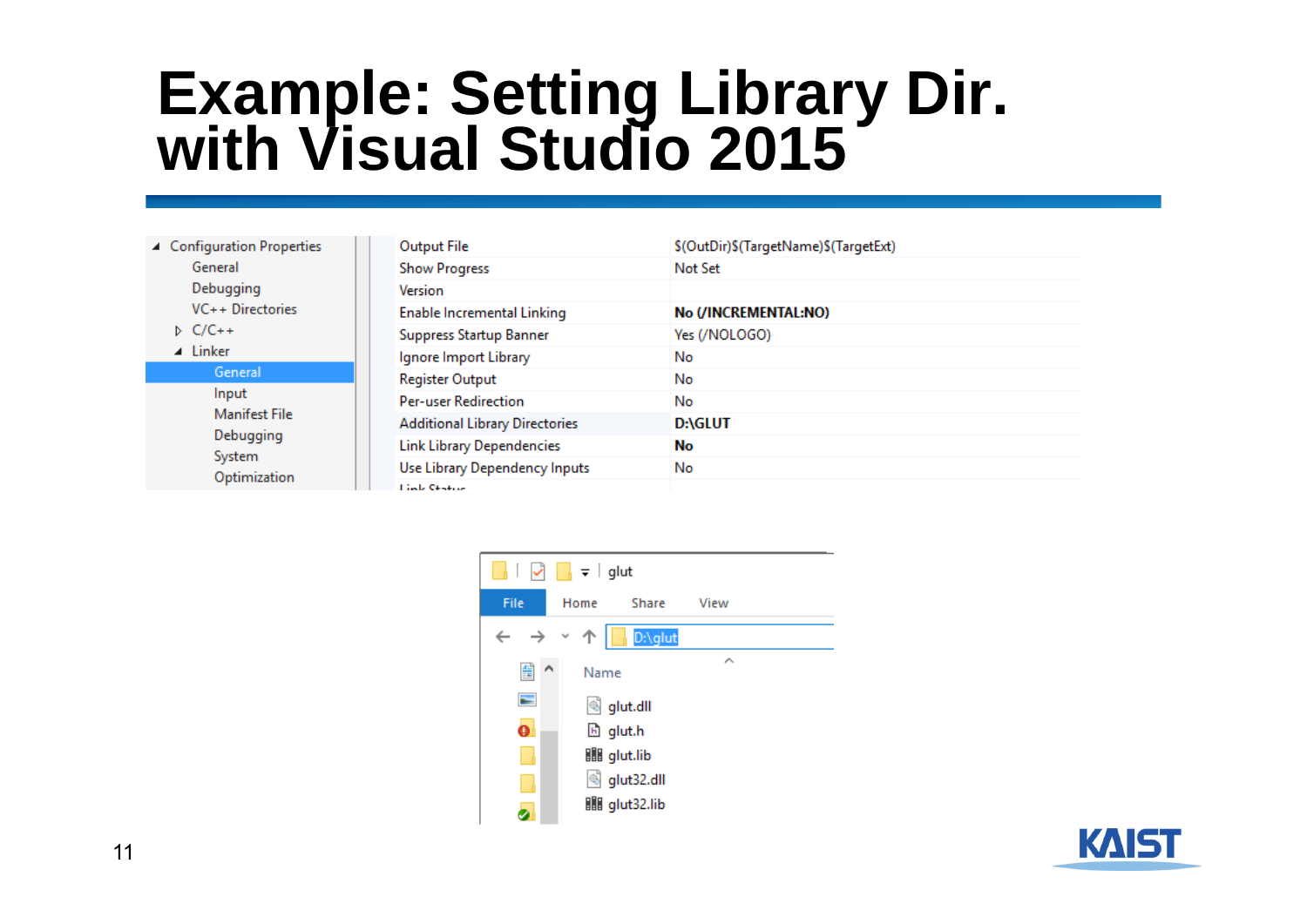# Example: Setting Library Dir. with Visual Studio 2015

- Configuration Properties
  - General
  - Debugging
  - VC++ Directories
  - C/C++
  - Linker
    - General
    - Input
    - Manifest File
    - Debugging
    - System
    - Optimization

| Property | Value |
|---|---|
| Output File | $(OutDir)$(TargetName)$(TargetExt) |
| Show Progress | Not Set |
| Version | |
| Enable Incremental Linking | **No (/INCREMENTAL:NO)** |
| Suppress Startup Banner | Yes (/NOLOGO) |
| Ignore Import Library | No |
| Register Output | No |
| Per-user Redirection | No |
| Additional Library Directories | **D:\GLUT** |
| Link Library Dependencies | **No** |
| Use Library Dependency Inputs | No |

glut

File | Home | Share | View

D:\glut

Name

- glut.dll
- glut.h
- glut.lib
- glut32.dll
- glut32.lib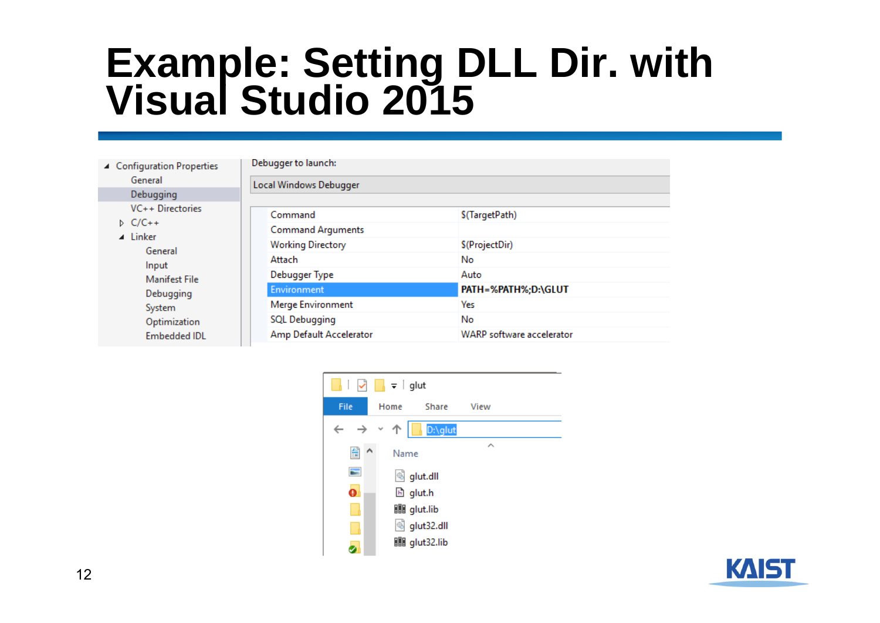# Example: Setting DLL Dir. with Visual Studio 2015

- Configuration Properties
  - General
  - Debugging
  - VC++ Directories
  - C/C++
  - Linker
    - General
    - Input
    - Manifest File
    - Debugging
    - System
    - Optimization
    - Embedded IDL

Debugger to launch:

Local Windows Debugger

| Property | Value |
|---|---|
| Command | $(TargetPath) |
| Command Arguments | |
| Working Directory | $(ProjectDir) |
| Attach | No |
| Debugger Type | Auto |
| Environment | **PATH=%PATH%;D:\GLUT** |
| Merge Environment | Yes |
| SQL Debugging | No |
| Amp Default Accelerator | WARP software accelerator |

glut

File | Home | Share | View

D:\glut

Name

- glut.dll
- glut.h
- glut.lib
- glut32.dll
- glut32.lib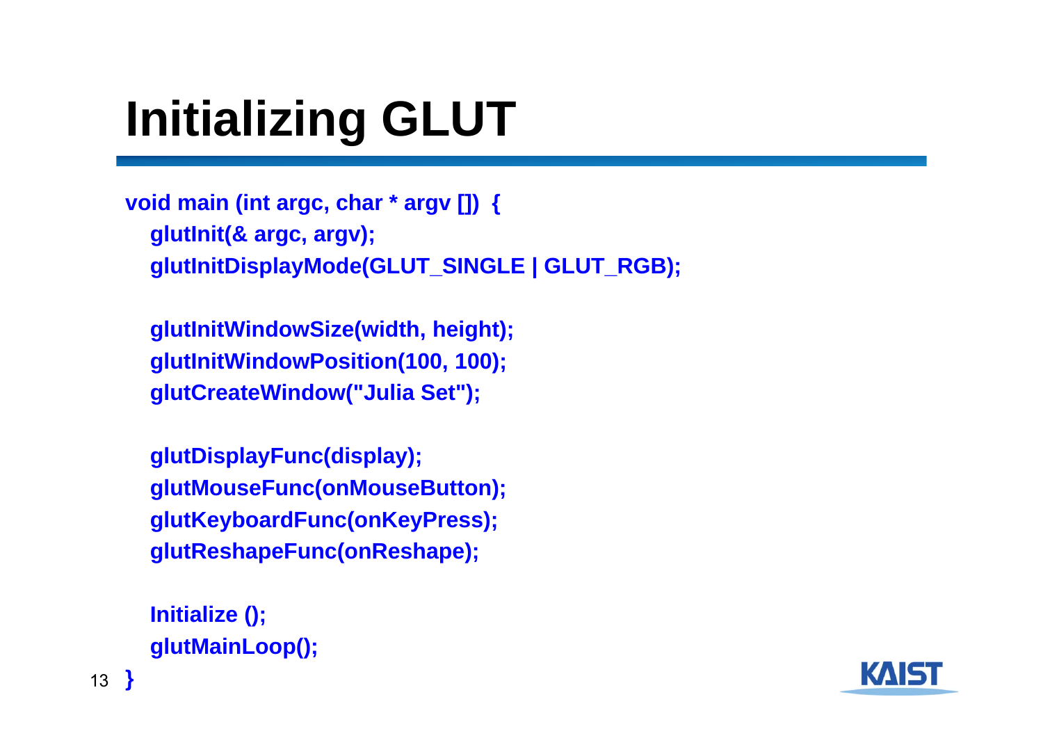# Initializing GLUT

```
void main (int argc, char * argv [])  {
  glutInit(& argc, argv);
  glutInitDisplayMode(GLUT_SINGLE | GLUT_RGB);

  glutInitWindowSize(width, height);
  glutInitWindowPosition(100, 100);
  glutCreateWindow("Julia Set");

  glutDisplayFunc(display);
  glutMouseFunc(onMouseButton);
  glutKeyboardFunc(onKeyPress);
  glutReshapeFunc(onReshape);

  Initialize ();
  glutMainLoop();
}
```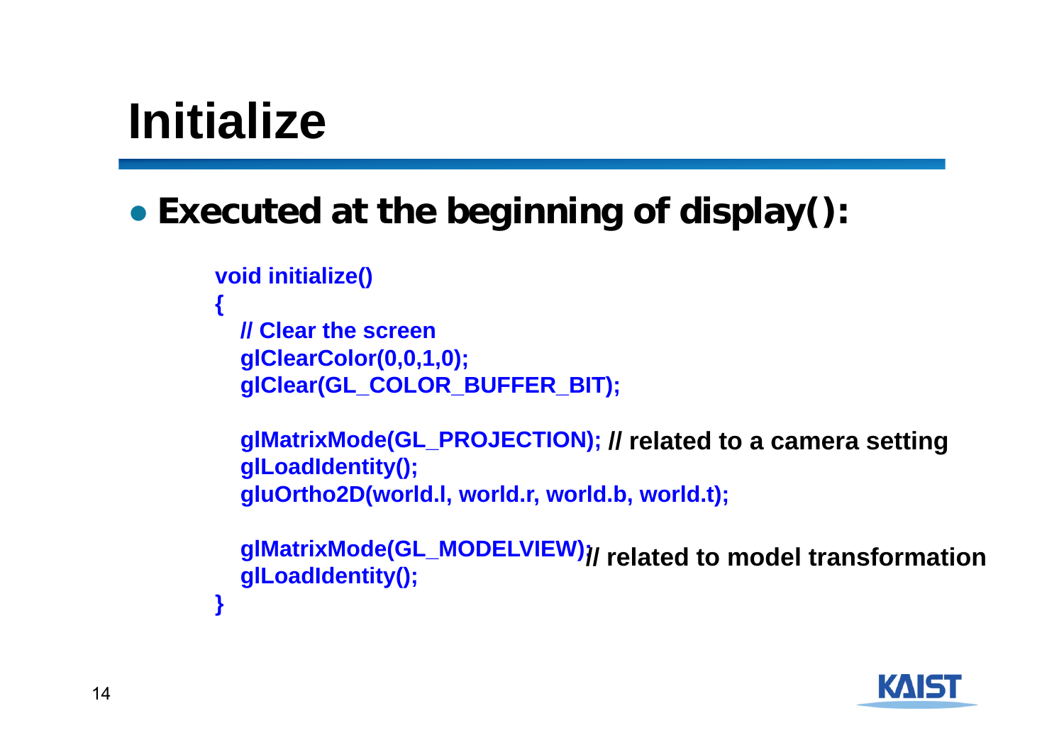# Initialize

- **Executed at the beginning of display():**

```
void initialize()
{
  // Clear the screen
  glClearColor(0,0,1,0);
  glClear(GL_COLOR_BUFFER_BIT);

  glMatrixMode(GL_PROJECTION); // related to a camera setting
  glLoadIdentity();
  gluOrtho2D(world.l, world.r, world.b, world.t);

  glMatrixMode(GL_MODELVIEW); // related to model transformation
  glLoadIdentity();
}
```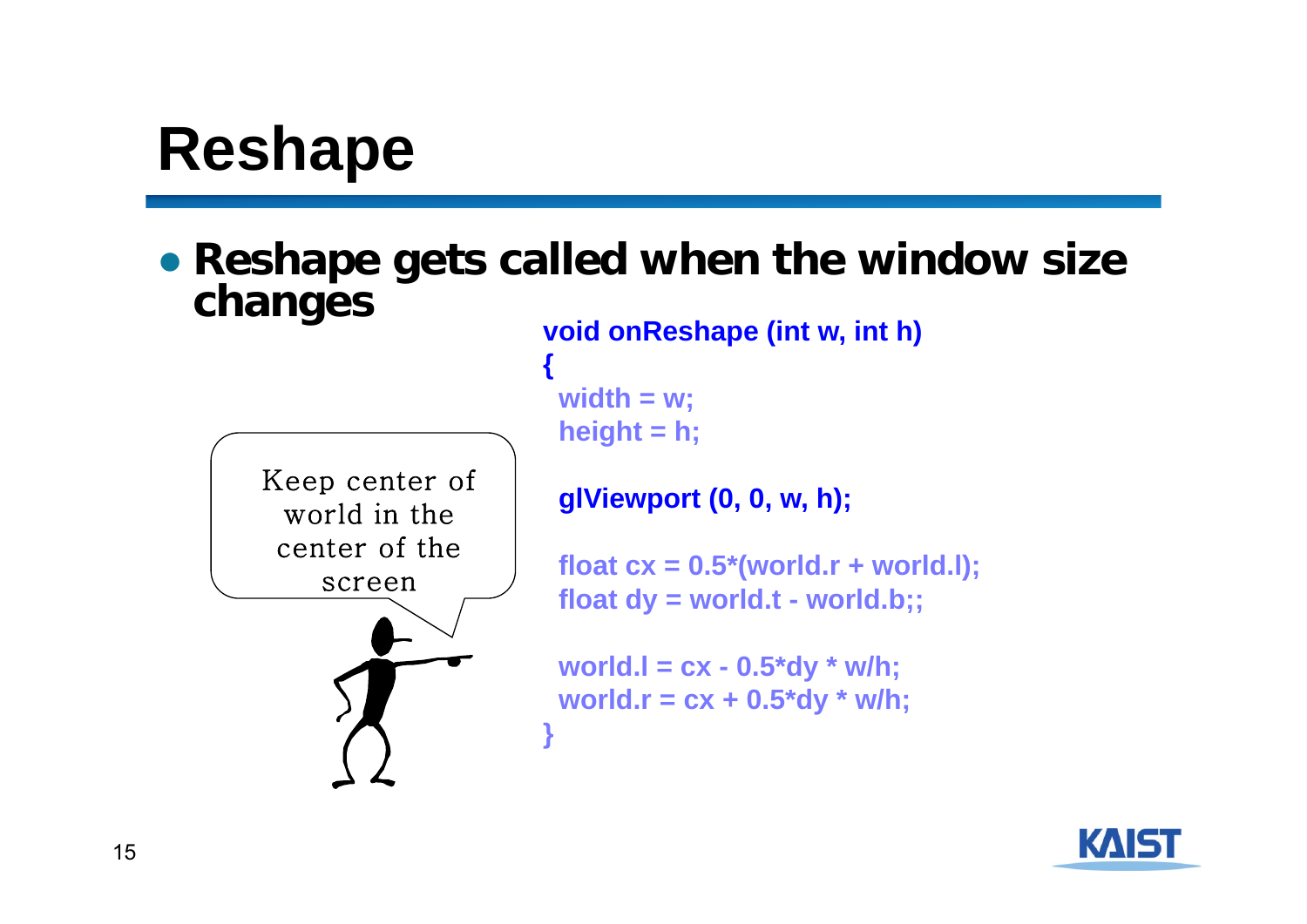# Reshape

- **Reshape gets called when the window size changes**

Keep center of world in the center of the screen

```
void onReshape (int w, int h)
{
  width = w;
  height = h;

  glViewport (0, 0, w, h);

  float cx = 0.5*(world.r + world.l);
  float dy = world.t - world.b;;

  world.l = cx - 0.5*dy * w/h;
  world.r = cx + 0.5*dy * w/h;
}
```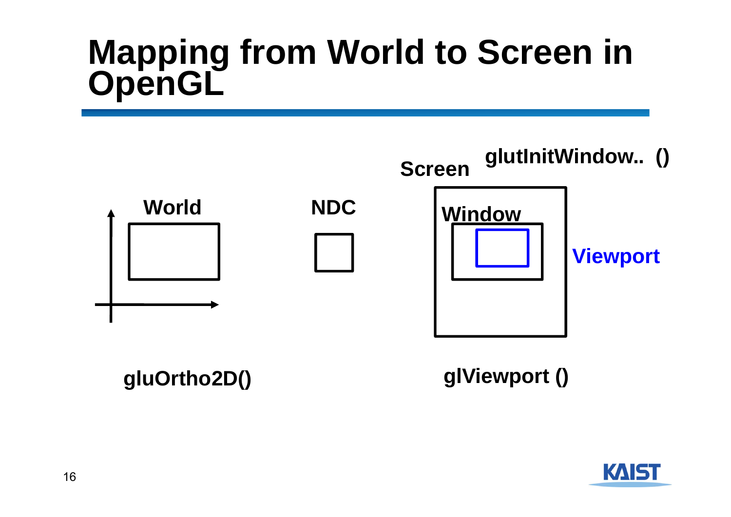# Mapping from World to Screen in OpenGL

World

NDC

Screen

glutInitWindow.. ()

Window

Viewport

gluOrtho2D()

glViewport ()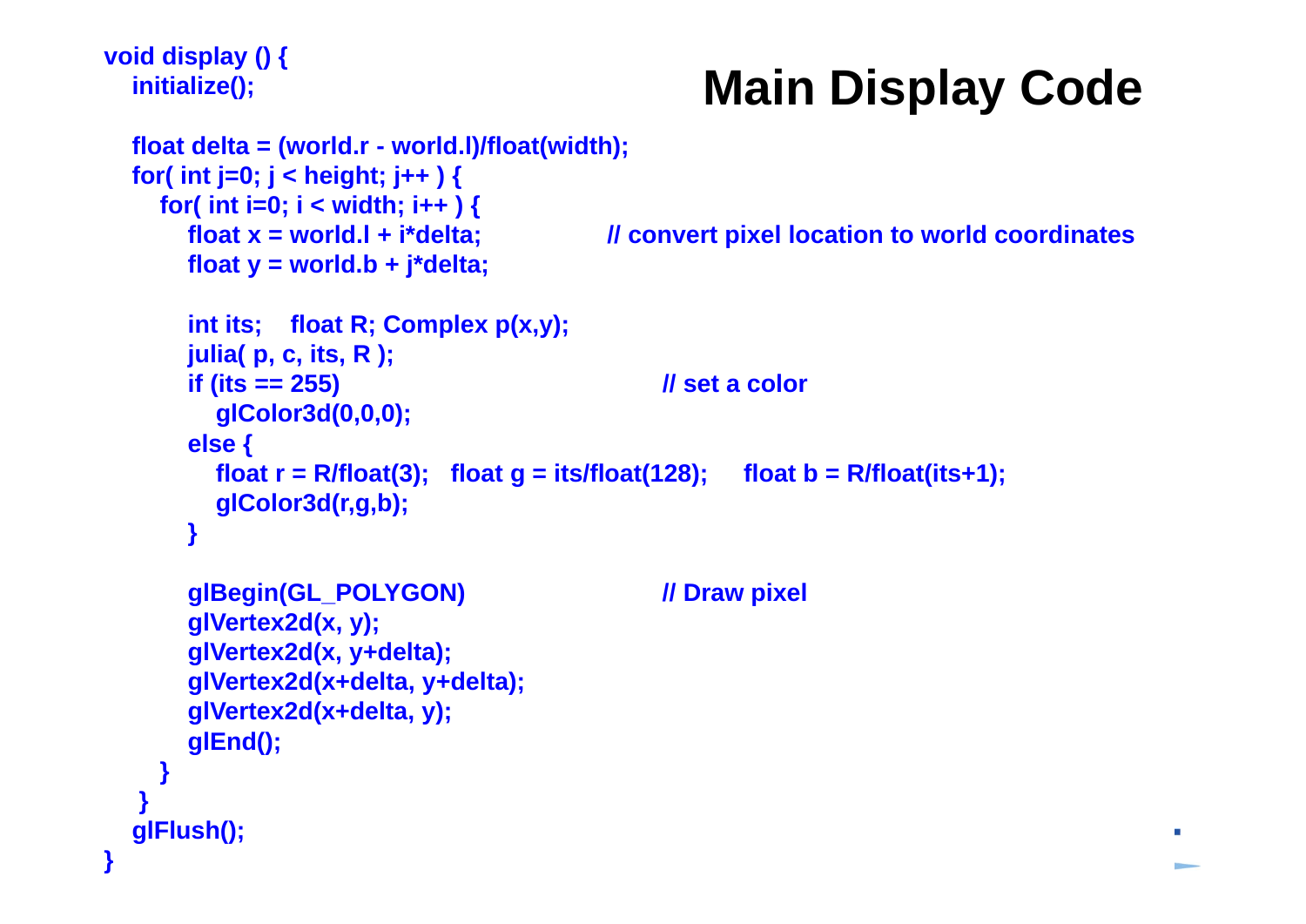# Main Display Code

```
void display () {
   initialize();

   float delta = (world.r - world.l)/float(width);
   for( int j=0; j < height; j++ ) {
      for( int i=0; i < width; i++ ) {
         float x = world.l + i*delta;          // convert pixel location to world coordinates
         float y = world.b + j*delta;

         int its;    float R; Complex p(x,y);
         julia( p, c, its, R );
         if (its == 255)                        // set a color
            glColor3d(0,0,0);
         else {
            float r = R/float(3);   float g = its/float(128);     float b = R/float(its+1);
            glColor3d(r,g,b);
         }

         glBegin(GL_POLYGON)                    // Draw pixel
         glVertex2d(x, y);
         glVertex2d(x, y+delta);
         glVertex2d(x+delta, y+delta);
         glVertex2d(x+delta, y);
         glEnd();
      }
   }
   glFlush();
}
```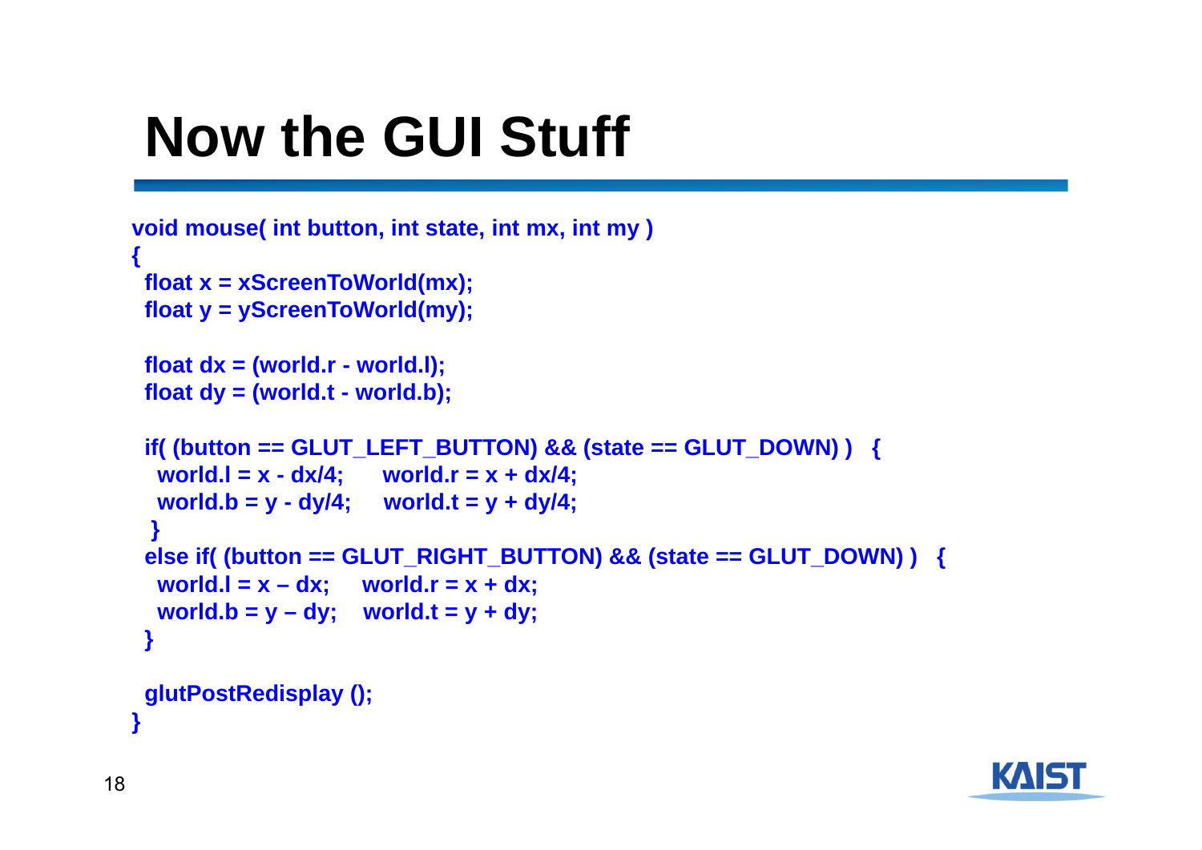# Now the GUI Stuff

```
void mouse( int button, int state, int mx, int my )
{
 float x = xScreenToWorld(mx);
 float y = yScreenToWorld(my);

 float dx = (world.r - world.l);
 float dy = (world.t - world.b);

 if( (button == GLUT_LEFT_BUTTON) && (state == GLUT_DOWN) )   {
  world.l = x - dx/4;      world.r = x + dx/4;
  world.b = y - dy/4;      world.t = y + dy/4;
  }
 else if( (button == GLUT_RIGHT_BUTTON) && (state == GLUT_DOWN) )   {
  world.l = x – dx;     world.r = x + dx;
  world.b = y – dy;     world.t = y + dy;
 }

 glutPostRedisplay ();
}
```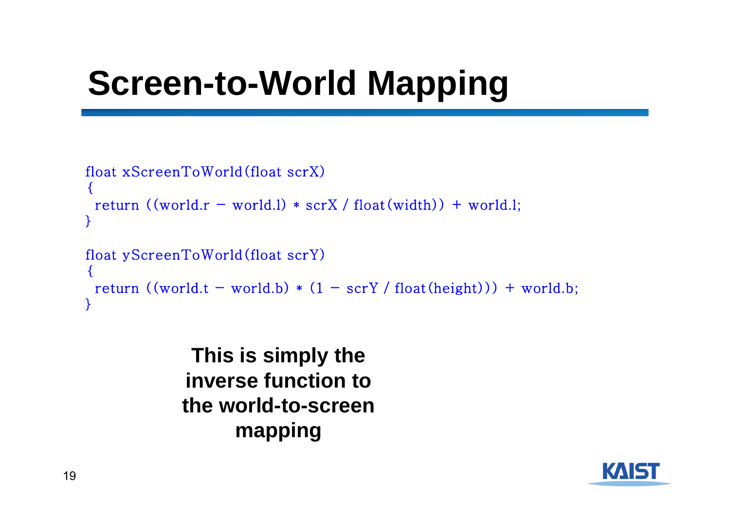# Screen-to-World Mapping

```
float xScreenToWorld(float scrX)
{
 return ((world.r - world.l) * scrX / float(width)) + world.l;
}

float yScreenToWorld(float scrY)
{
 return ((world.t - world.b) * (1 - scrY / float(height))) + world.b;
}
```

**This is simply the inverse function to the world-to-screen mapping**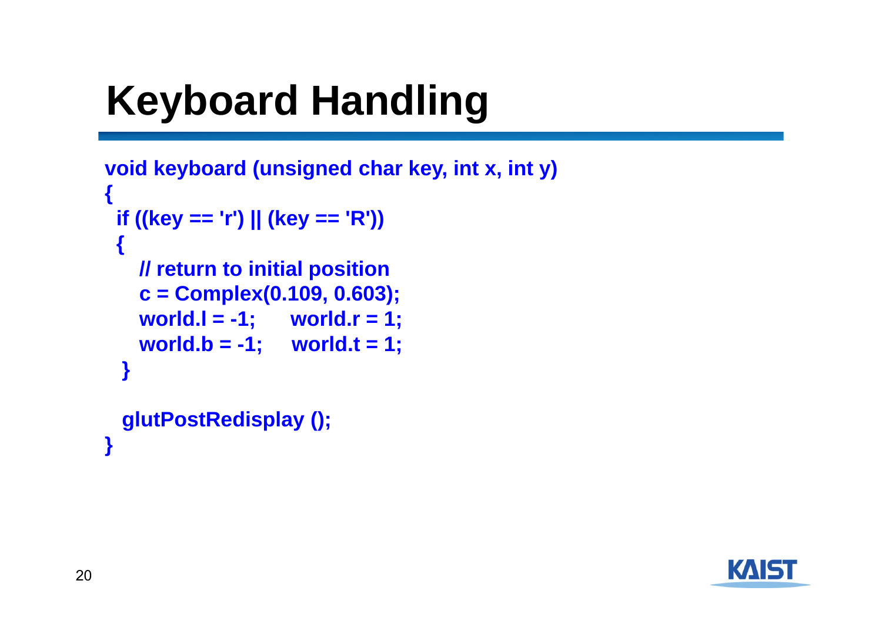# Keyboard Handling

```
void keyboard (unsigned char key, int x, int y)
{
  if ((key == 'r') || (key == 'R'))
  {
    // return to initial position
    c = Complex(0.109, 0.603);
    world.l = -1;     world.r = 1;
    world.b = -1;     world.t = 1;
  }

  glutPostRedisplay ();
}
```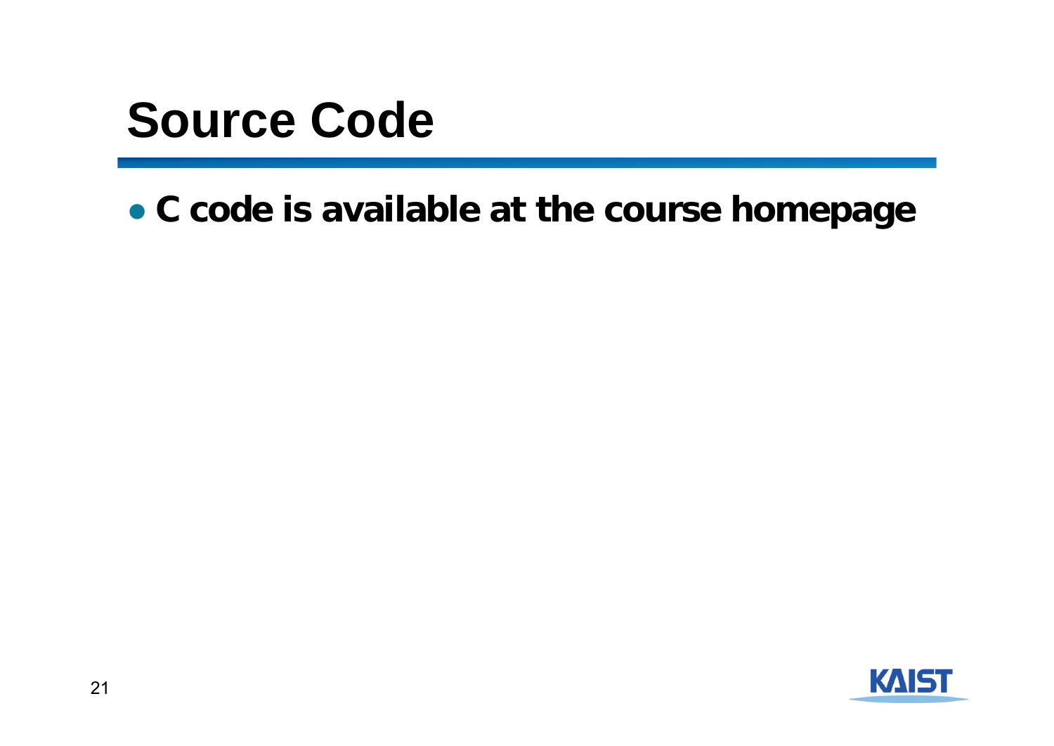# Source Code

- **C code is available at the course homepage**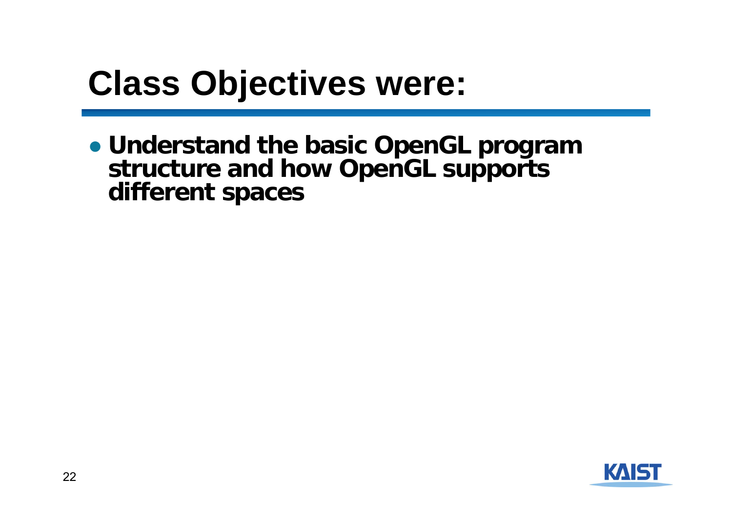# Class Objectives were:

- **Understand the basic OpenGL program structure and how OpenGL supports different spaces**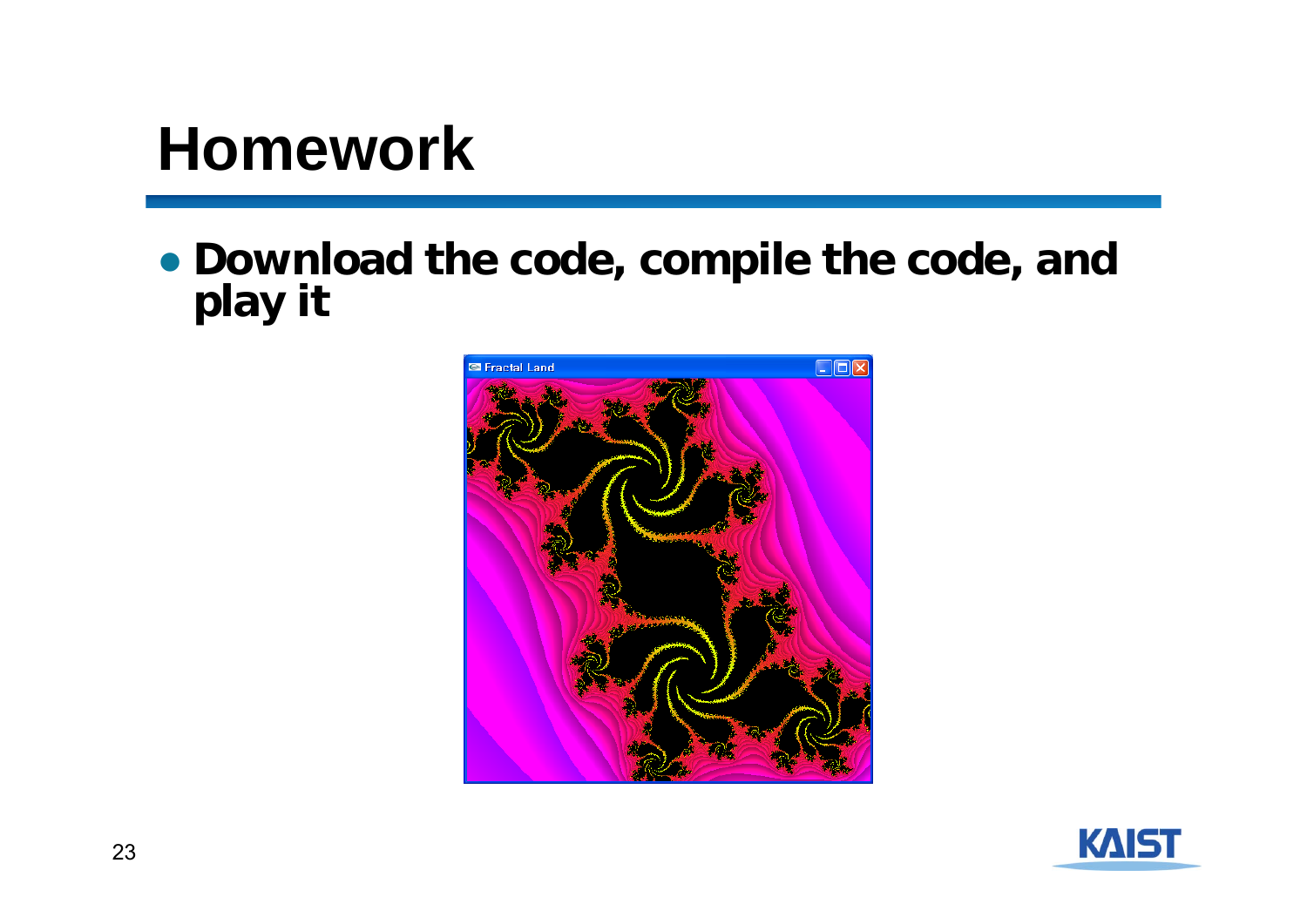# Homework

- **Download the code, compile the code, and play it**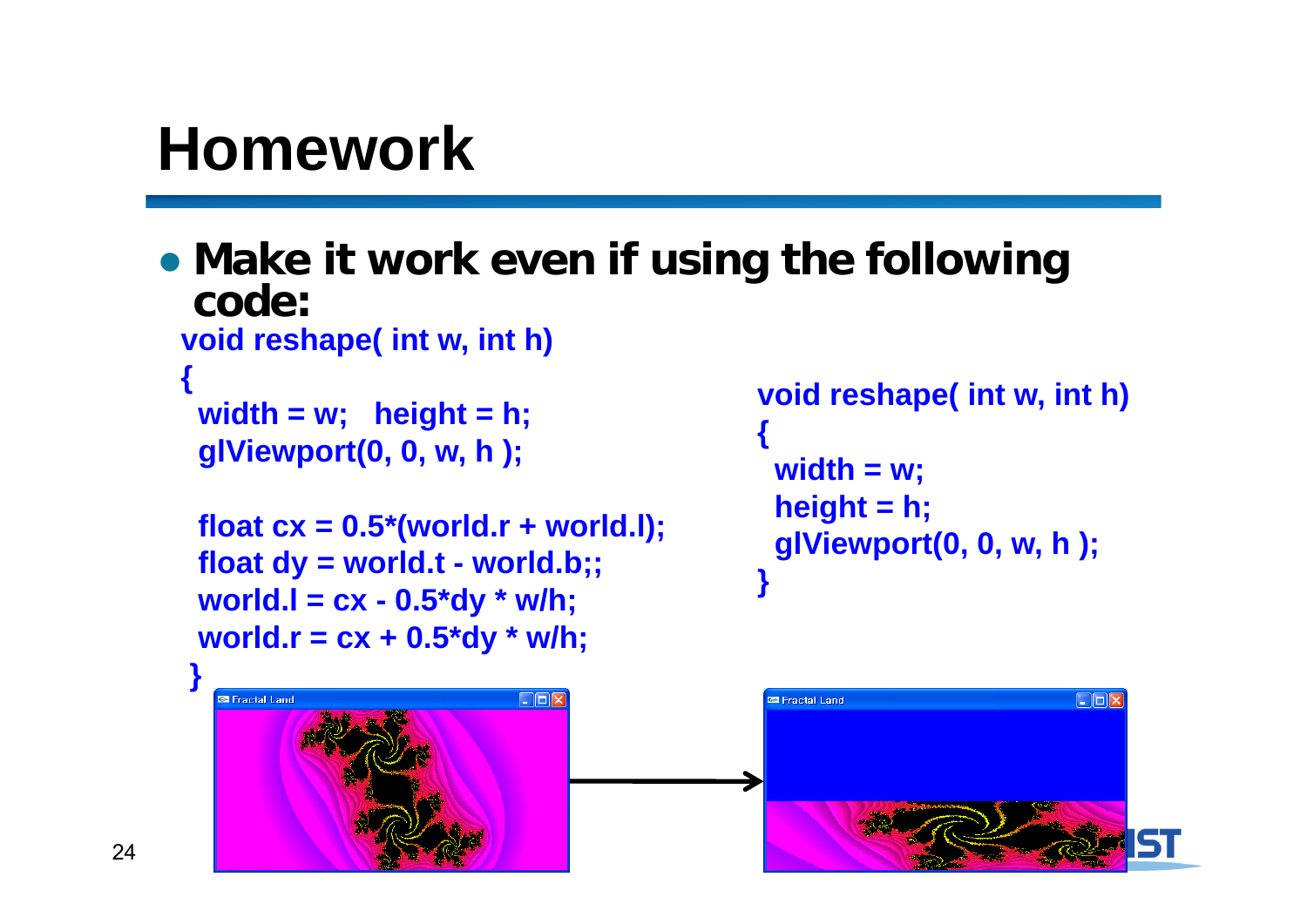# Homework

- **Make it work even if using the following code:**

```
void reshape( int w, int h)
{
  width = w;   height = h;
  glViewport(0, 0, w, h );

  float cx = 0.5*(world.r + world.l);
  float dy = world.t - world.b;;
  world.l = cx - 0.5*dy * w/h;
  world.r = cx + 0.5*dy * w/h;
}
```

```
void reshape( int w, int h)
{
  width = w;
  height = h;
  glViewport(0, 0, w, h );
}
```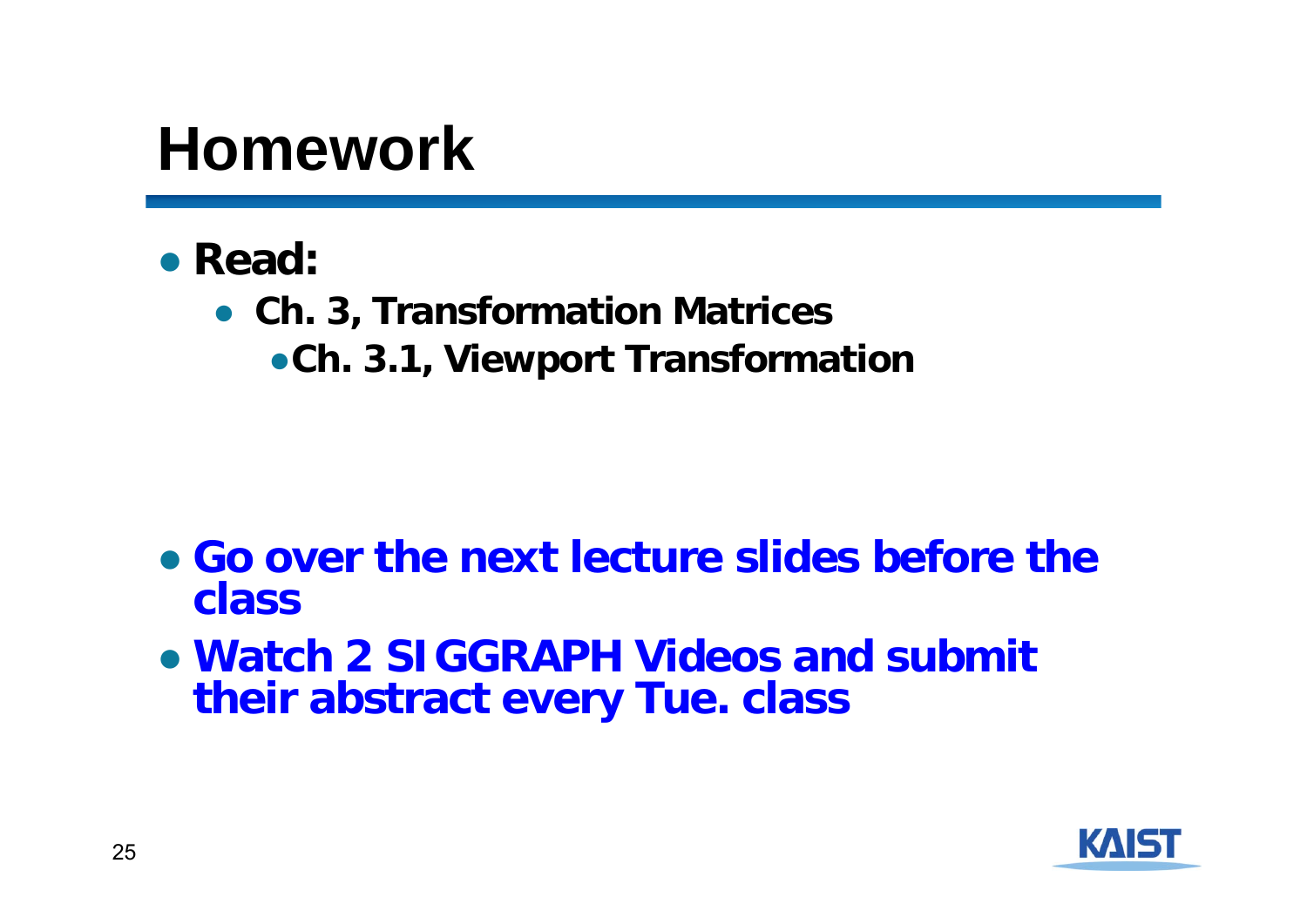# Homework

- **Read:**
  - **Ch. 3, Transformation Matrices**
    - **Ch. 3.1, Viewport Transformation**

- **Go over the next lecture slides before the class**
- **Watch 2 SIGGRAPH Videos and submit their abstract every Tue. class**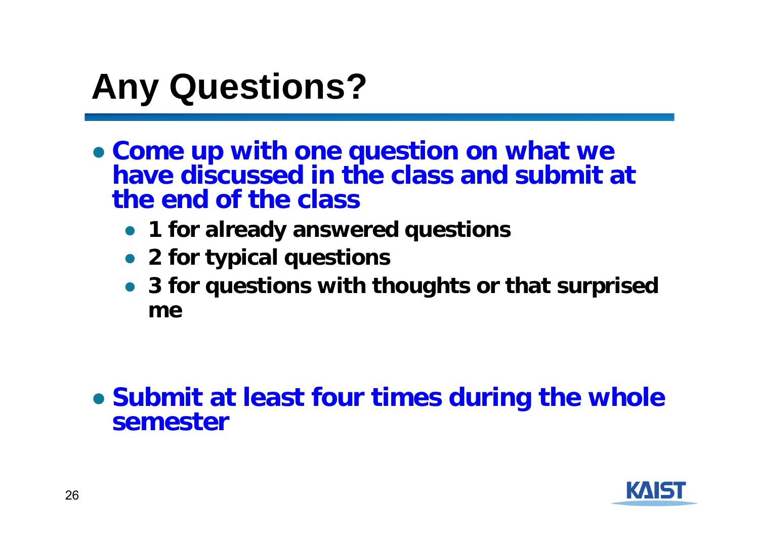# Any Questions?

- Come up with one question on what we have discussed in the class and submit at the end of the class
  - 1 for already answered questions
  - 2 for typical questions
  - 3 for questions with thoughts or that surprised me

- Submit at least four times during the whole semester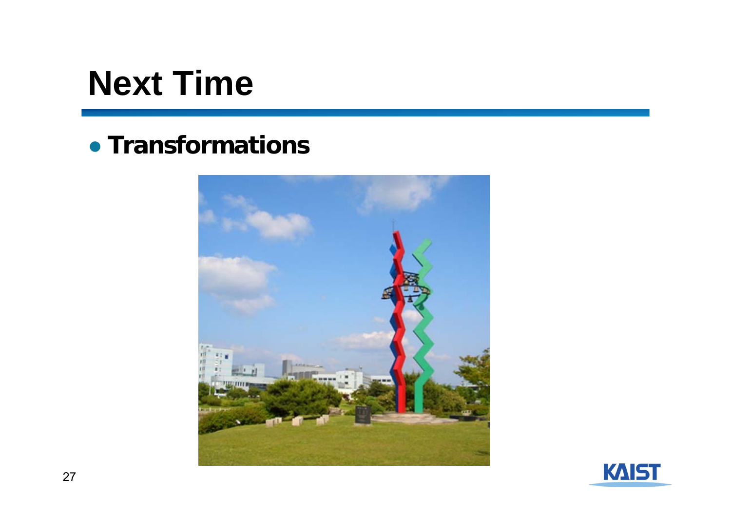# Next Time

- **Transformations**